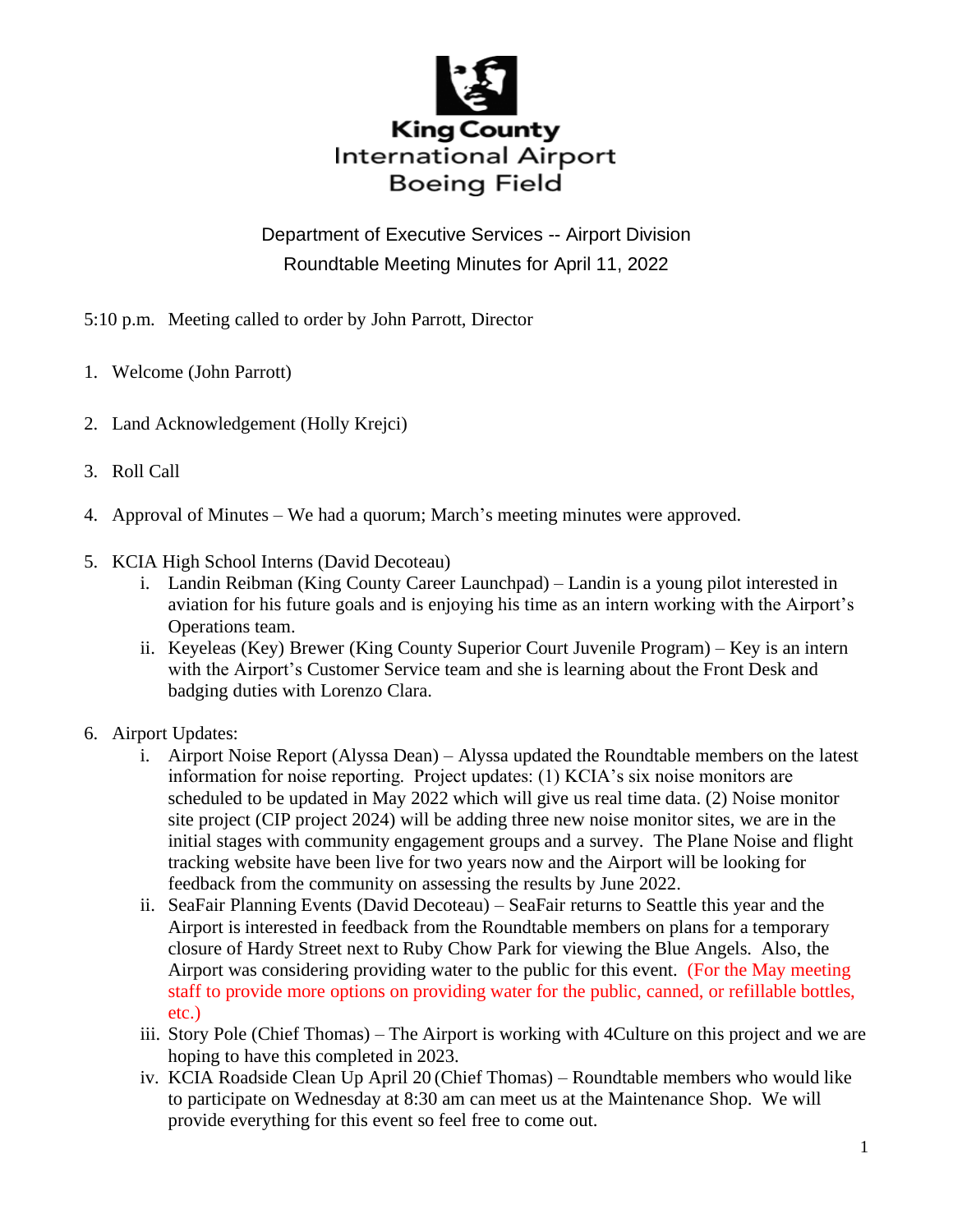King County
International Airport
Boeing Field

Department of Executive Services -- Airport Division
Roundtable Meeting Minutes for April 11, 2022

5:10 p.m. Meeting called to order by John Parrott, Director

1. Welcome (John Parrott)

2. Land Acknowledgement (Holly Krejci)

3. Roll Call

4. Approval of Minutes – We had a quorum; March's meeting minutes were approved.

5. KCIA High School Interns (David Decoteau)
   i. Landin Reibman (King County Career Launchpad) – Landin is a young pilot interested in aviation for his future goals and is enjoying his time as an intern working with the Airport's Operations team.
   ii. Keyeleas (Key) Brewer (King County Superior Court Juvenile Program) – Key is an intern with the Airport's Customer Service team and she is learning about the Front Desk and badging duties with Lorenzo Clara.

6. Airport Updates:
   i. Airport Noise Report (Alyssa Dean) – Alyssa updated the Roundtable members on the latest information for noise reporting. Project updates: (1) KCIA's six noise monitors are scheduled to be updated in May 2022 which will give us real time data. (2) Noise monitor site project (CIP project 2024) will be adding three new noise monitor sites, we are in the initial stages with community engagement groups and a survey. The Plane Noise and flight tracking website have been live for two years now and the Airport will be looking for feedback from the community on assessing the results by June 2022.
   ii. SeaFair Planning Events (David Decoteau) – SeaFair returns to Seattle this year and the Airport is interested in feedback from the Roundtable members on plans for a temporary closure of Hardy Street next to Ruby Chow Park for viewing the Blue Angels. Also, the Airport was considering providing water to the public for this event. (For the May meeting staff to provide more options on providing water for the public, canned, or refillable bottles, etc.)
   iii. Story Pole (Chief Thomas) – The Airport is working with 4Culture on this project and we are hoping to have this completed in 2023.
   iv. KCIA Roadside Clean Up April 20 (Chief Thomas) – Roundtable members who would like to participate on Wednesday at 8:30 am can meet us at the Maintenance Shop. We will provide everything for this event so feel free to come out.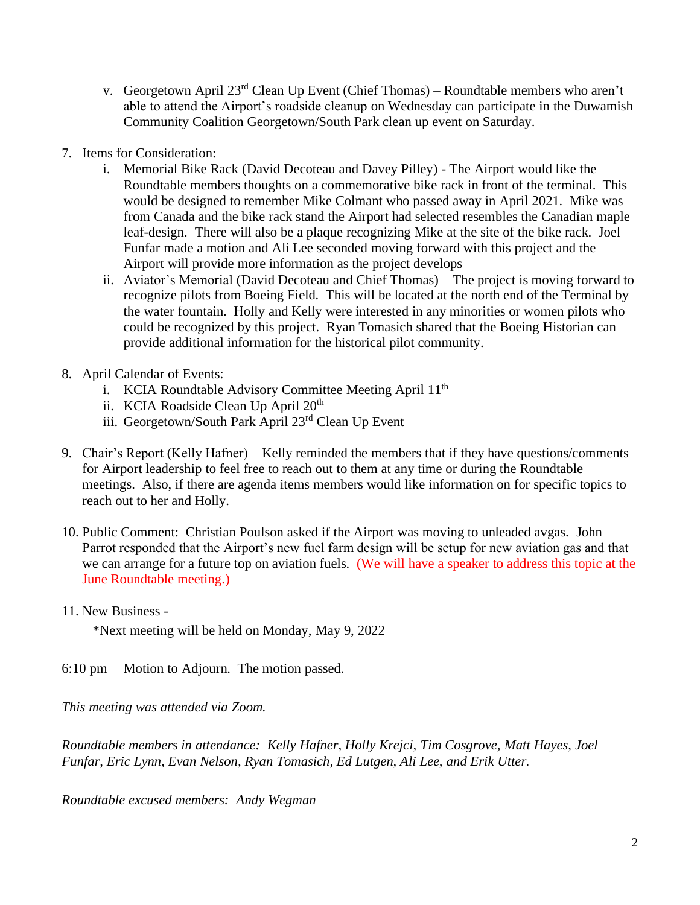v. Georgetown April 23rd Clean Up Event (Chief Thomas) – Roundtable members who aren't able to attend the Airport's roadside cleanup on Wednesday can participate in the Duwamish Community Coalition Georgetown/South Park clean up event on Saturday.

7. Items for Consideration:
   i. Memorial Bike Rack (David Decoteau and Davey Pilley) - The Airport would like the Roundtable members thoughts on a commemorative bike rack in front of the terminal. This would be designed to remember Mike Colmant who passed away in April 2021. Mike was from Canada and the bike rack stand the Airport had selected resembles the Canadian maple leaf-design. There will also be a plaque recognizing Mike at the site of the bike rack. Joel Funfar made a motion and Ali Lee seconded moving forward with this project and the Airport will provide more information as the project develops
   ii. Aviator's Memorial (David Decoteau and Chief Thomas) – The project is moving forward to recognize pilots from Boeing Field. This will be located at the north end of the Terminal by the water fountain. Holly and Kelly were interested in any minorities or women pilots who could be recognized by this project. Ryan Tomasich shared that the Boeing Historian can provide additional information for the historical pilot community.

8. April Calendar of Events:
   i. KCIA Roundtable Advisory Committee Meeting April 11th
   ii. KCIA Roadside Clean Up April 20th
   iii. Georgetown/South Park April 23rd Clean Up Event

9. Chair's Report (Kelly Hafner) – Kelly reminded the members that if they have questions/comments for Airport leadership to feel free to reach out to them at any time or during the Roundtable meetings. Also, if there are agenda items members would like information on for specific topics to reach out to her and Holly.

10. Public Comment: Christian Poulson asked if the Airport was moving to unleaded avgas. John Parrot responded that the Airport's new fuel farm design will be setup for new aviation gas and that we can arrange for a future top on aviation fuels. (We will have a speaker to address this topic at the June Roundtable meeting.)

11. New Business -

    *Next meeting will be held on Monday, May 9, 2022

6:10 pm Motion to Adjourn. The motion passed.

*This meeting was attended via Zoom.*

*Roundtable members in attendance: Kelly Hafner, Holly Krejci, Tim Cosgrove, Matt Hayes, Joel Funfar, Eric Lynn, Evan Nelson, Ryan Tomasich, Ed Lutgen, Ali Lee, and Erik Utter.*

*Roundtable excused members: Andy Wegman*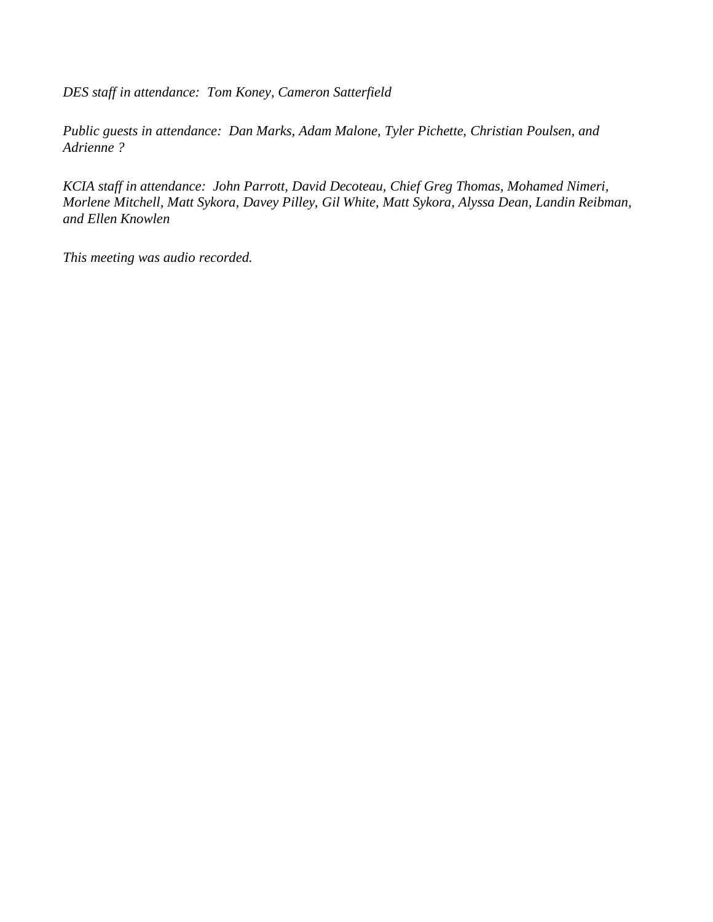*DES staff in attendance: Tom Koney, Cameron Satterfield*

*Public guests in attendance: Dan Marks, Adam Malone, Tyler Pichette, Christian Poulsen, and Adrienne ?*

*KCIA staff in attendance: John Parrott, David Decoteau, Chief Greg Thomas, Mohamed Nimeri, Morlene Mitchell, Matt Sykora, Davey Pilley, Gil White, Matt Sykora, Alyssa Dean, Landin Reibman, and Ellen Knowlen*

*This meeting was audio recorded.*